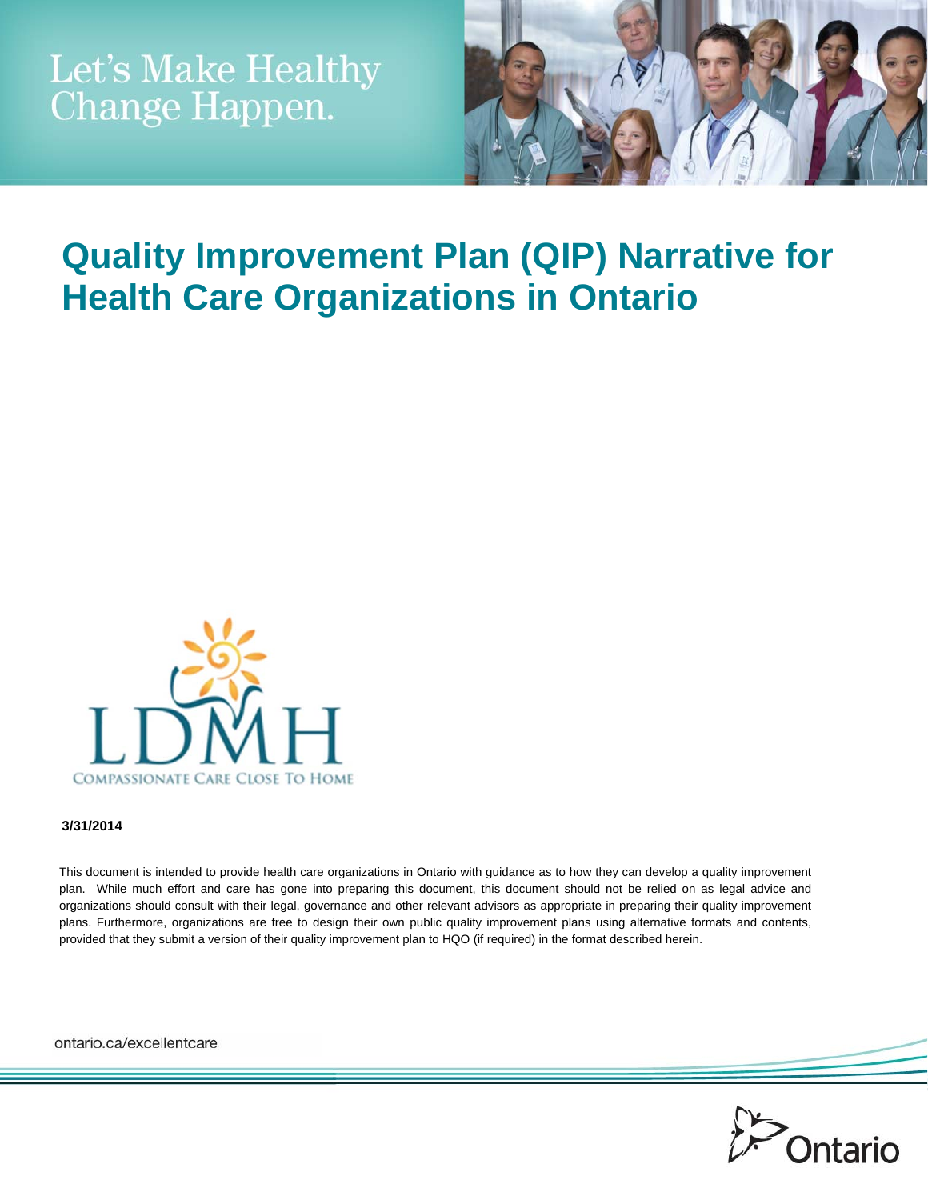Let's Make Healthy Change Happen.

# Quality Improvement Plan (QIP) Narrative for Health Care Organizations in Ontario

LDMH

COMPASSIONATE CARE CLOSE TO HOME

**3/31/2014**

This document is intended to provide health care organizations in Ontario with guidance as to how they can develop a quality improvement plan. While much effort and care has gone into preparing this document, this document should not be relied on as legal advice and organizations should consult with their legal, governance and other relevant advisors as appropriate in preparing their quality improvement plans. Furthermore, organizations are free to design their own public quality improvement plans using alternative formats and contents, provided that they submit a version of their quality improvement plan to HQO (if required) in the format described herein.

ontario.ca/excellentcare

Ontario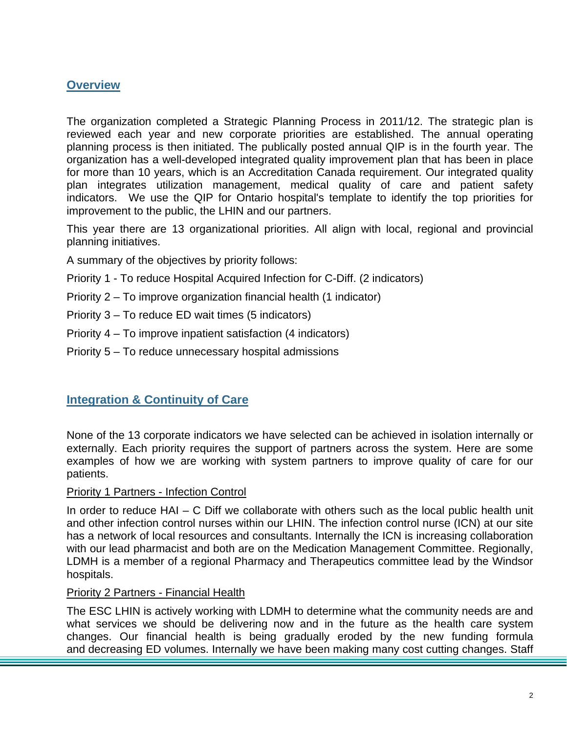## Overview

The organization completed a Strategic Planning Process in 2011/12. The strategic plan is reviewed each year and new corporate priorities are established. The annual operating planning process is then initiated. The publically posted annual QIP is in the fourth year. The organization has a well-developed integrated quality improvement plan that has been in place for more than 10 years, which is an Accreditation Canada requirement. Our integrated quality plan integrates utilization management, medical quality of care and patient safety indicators. We use the QIP for Ontario hospital's template to identify the top priorities for improvement to the public, the LHIN and our partners.

This year there are 13 organizational priorities. All align with local, regional and provincial planning initiatives.

A summary of the objectives by priority follows:

Priority 1 - To reduce Hospital Acquired Infection for C-Diff. (2 indicators)

Priority 2 – To improve organization financial health (1 indicator)

Priority 3 – To reduce ED wait times (5 indicators)

Priority 4 – To improve inpatient satisfaction (4 indicators)

Priority 5 – To reduce unnecessary hospital admissions

## Integration & Continuity of Care

None of the 13 corporate indicators we have selected can be achieved in isolation internally or externally. Each priority requires the support of partners across the system. Here are some examples of how we are working with system partners to improve quality of care for our patients.

Priority 1 Partners - Infection Control

In order to reduce HAI – C Diff we collaborate with others such as the local public health unit and other infection control nurses within our LHIN. The infection control nurse (ICN) at our site has a network of local resources and consultants. Internally the ICN is increasing collaboration with our lead pharmacist and both are on the Medication Management Committee. Regionally, LDMH is a member of a regional Pharmacy and Therapeutics committee lead by the Windsor hospitals.

Priority 2 Partners - Financial Health

The ESC LHIN is actively working with LDMH to determine what the community needs are and what services we should be delivering now and in the future as the health care system changes. Our financial health is being gradually eroded by the new funding formula and decreasing ED volumes. Internally we have been making many cost cutting changes. Staff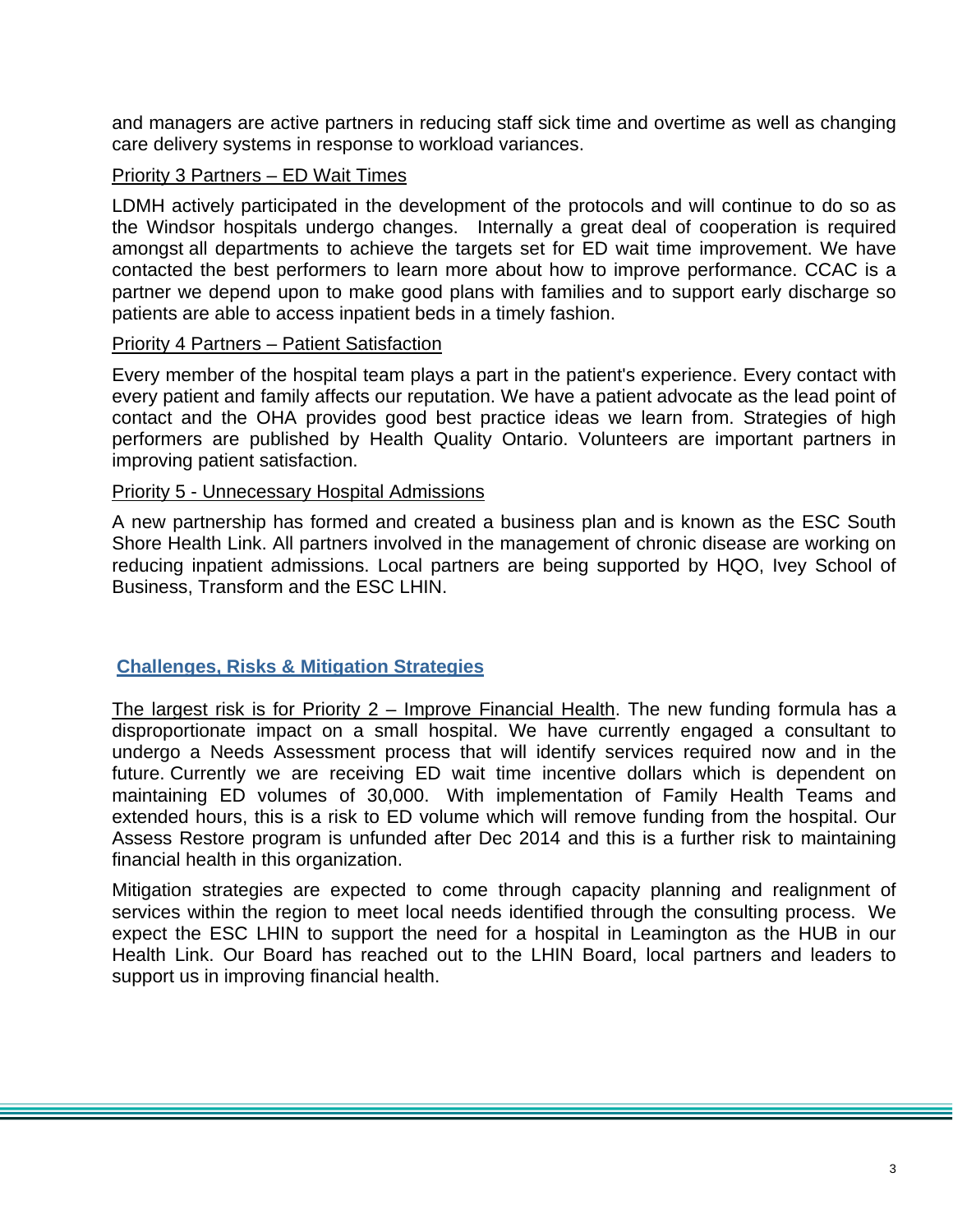and managers are active partners in reducing staff sick time and overtime as well as changing care delivery systems in response to workload variances.

Priority 3 Partners – ED Wait Times

LDMH actively participated in the development of the protocols and will continue to do so as the Windsor hospitals undergo changes. Internally a great deal of cooperation is required amongst all departments to achieve the targets set for ED wait time improvement. We have contacted the best performers to learn more about how to improve performance. CCAC is a partner we depend upon to make good plans with families and to support early discharge so patients are able to access inpatient beds in a timely fashion.

Priority 4 Partners – Patient Satisfaction

Every member of the hospital team plays a part in the patient's experience. Every contact with every patient and family affects our reputation. We have a patient advocate as the lead point of contact and the OHA provides good best practice ideas we learn from. Strategies of high performers are published by Health Quality Ontario. Volunteers are important partners in improving patient satisfaction.

Priority 5 - Unnecessary Hospital Admissions

A new partnership has formed and created a business plan and is known as the ESC South Shore Health Link. All partners involved in the management of chronic disease are working on reducing inpatient admissions. Local partners are being supported by HQO, Ivey School of Business, Transform and the ESC LHIN.

## Challenges, Risks & Mitigation Strategies

The largest risk is for Priority 2 – Improve Financial Health. The new funding formula has a disproportionate impact on a small hospital. We have currently engaged a consultant to undergo a Needs Assessment process that will identify services required now and in the future. Currently we are receiving ED wait time incentive dollars which is dependent on maintaining ED volumes of 30,000. With implementation of Family Health Teams and extended hours, this is a risk to ED volume which will remove funding from the hospital. Our Assess Restore program is unfunded after Dec 2014 and this is a further risk to maintaining financial health in this organization.

Mitigation strategies are expected to come through capacity planning and realignment of services within the region to meet local needs identified through the consulting process. We expect the ESC LHIN to support the need for a hospital in Leamington as the HUB in our Health Link. Our Board has reached out to the LHIN Board, local partners and leaders to support us in improving financial health.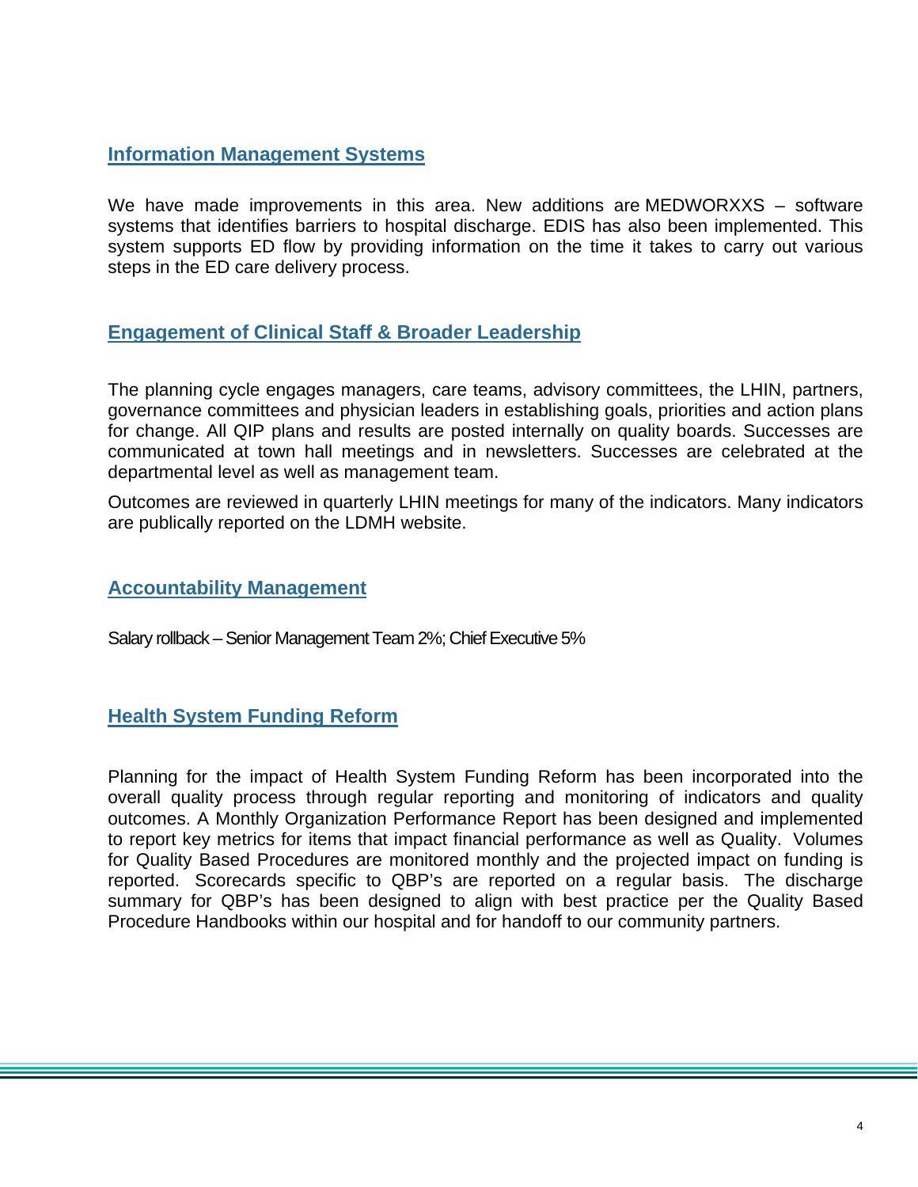## Information Management Systems

We have made improvements in this area. New additions are MEDWORXXS – software systems that identifies barriers to hospital discharge. EDIS has also been implemented. This system supports ED flow by providing information on the time it takes to carry out various steps in the ED care delivery process.

## Engagement of Clinical Staff & Broader Leadership

The planning cycle engages managers, care teams, advisory committees, the LHIN, partners, governance committees and physician leaders in establishing goals, priorities and action plans for change. All QIP plans and results are posted internally on quality boards. Successes are communicated at town hall meetings and in newsletters. Successes are celebrated at the departmental level as well as management team.

Outcomes are reviewed in quarterly LHIN meetings for many of the indicators. Many indicators are publically reported on the LDMH website.

## Accountability Management

Salary rollback – Senior Management Team 2%; Chief Executive 5%

## Health System Funding Reform

Planning for the impact of Health System Funding Reform has been incorporated into the overall quality process through regular reporting and monitoring of indicators and quality outcomes. A Monthly Organization Performance Report has been designed and implemented to report key metrics for items that impact financial performance as well as Quality. Volumes for Quality Based Procedures are monitored monthly and the projected impact on funding is reported. Scorecards specific to QBP's are reported on a regular basis. The discharge summary for QBP's has been designed to align with best practice per the Quality Based Procedure Handbooks within our hospital and for handoff to our community partners.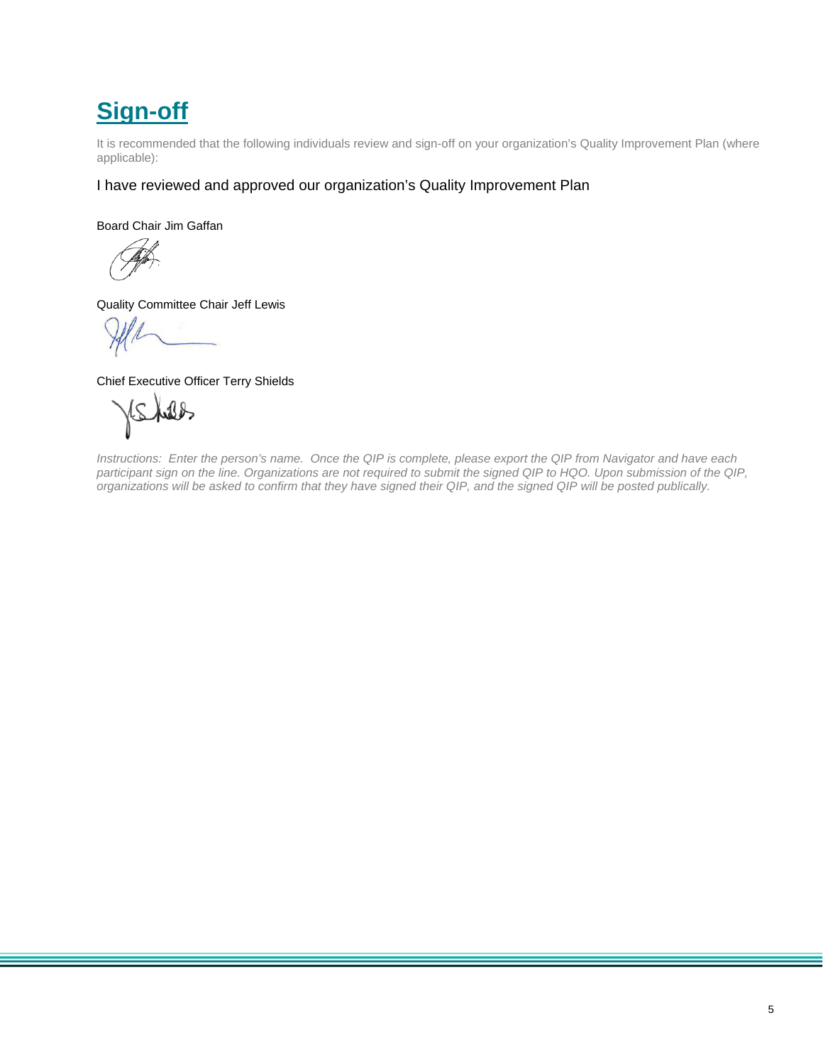# Sign-off

It is recommended that the following individuals review and sign-off on your organization's Quality Improvement Plan (where applicable):

I have reviewed and approved our organization's Quality Improvement Plan

Board Chair Jim Gaffan

Quality Committee Chair Jeff Lewis

Chief Executive Officer Terry Shields

*Instructions: Enter the person's name. Once the QIP is complete, please export the QIP from Navigator and have each participant sign on the line. Organizations are not required to submit the signed QIP to HQO. Upon submission of the QIP, organizations will be asked to confirm that they have signed their QIP, and the signed QIP will be posted publically.*